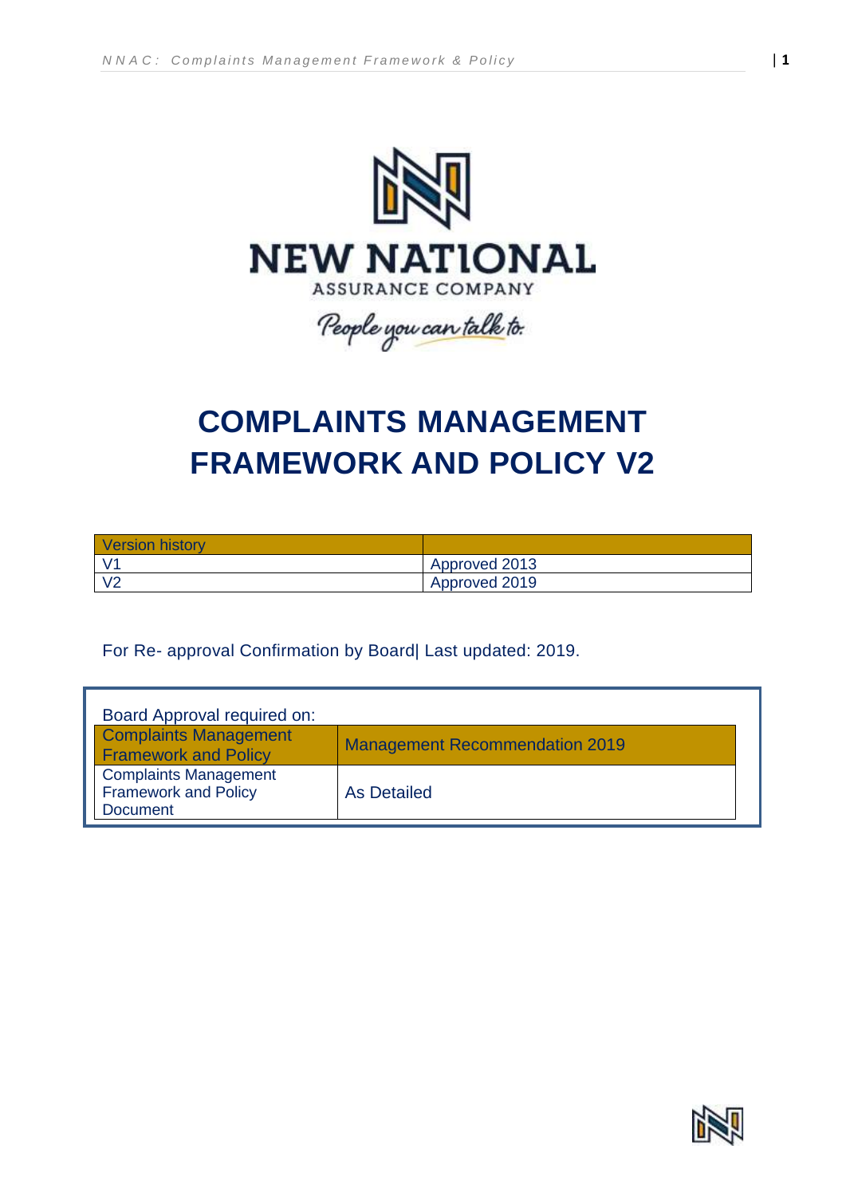NEW NATIONAL
ASSURANCE COMPANY

*People you can talk to.*

# COMPLAINTS MANAGEMENT FRAMEWORK AND POLICY V2

| Version history | |
|---|---|
| V1 | Approved 2013 |
| V2 | Approved 2019 |

For Re- approval Confirmation by Board| Last updated: 2019.

Board Approval required on:

| Complaints Management Framework and Policy | Management Recommendation 2019 |
|---|---|
| Complaints Management Framework and Policy Document | As Detailed |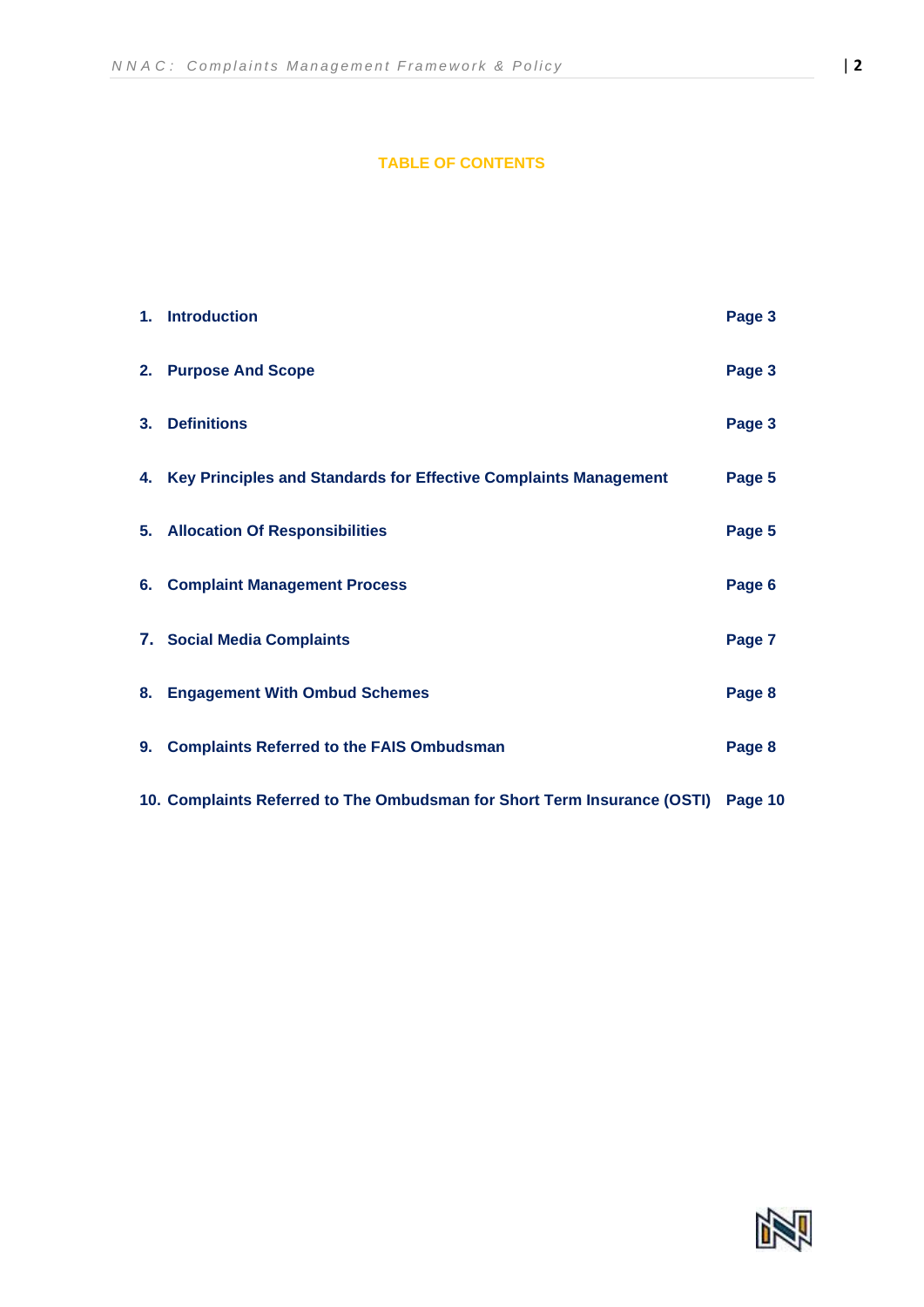## TABLE OF CONTENTS

| | |
|---|---|
| **1. Introduction** | **Page 3** |
| **2. Purpose And Scope** | **Page 3** |
| **3. Definitions** | **Page 3** |
| **4. Key Principles and Standards for Effective Complaints Management** | **Page 5** |
| **5. Allocation Of Responsibilities** | **Page 5** |
| **6. Complaint Management Process** | **Page 6** |
| **7. Social Media Complaints** | **Page 7** |
| **8. Engagement With Ombud Schemes** | **Page 8** |
| **9. Complaints Referred to the FAIS Ombudsman** | **Page 8** |
| **10. Complaints Referred to The Ombudsman for Short Term Insurance (OSTI)** | **Page 10** |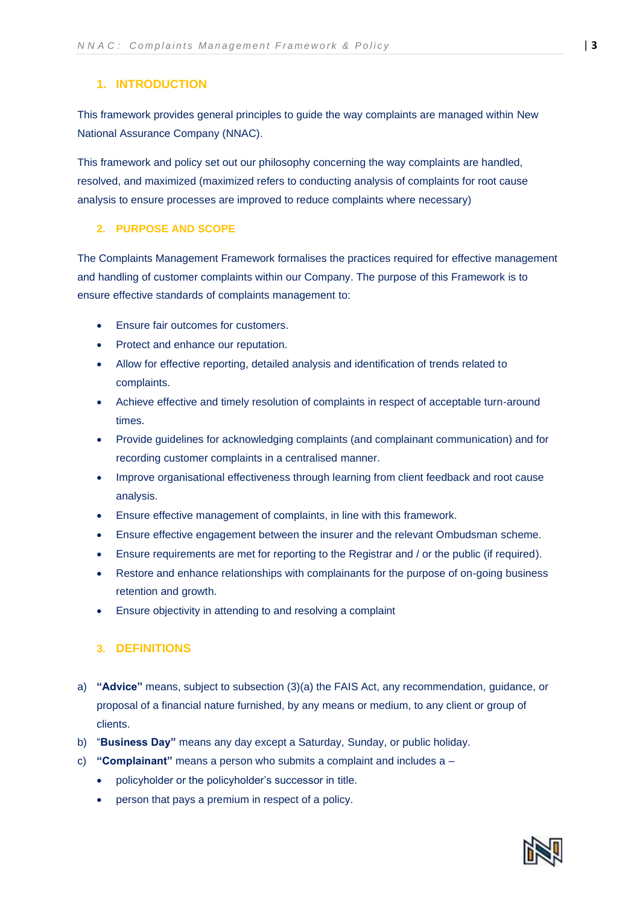## 1. INTRODUCTION

This framework provides general principles to guide the way complaints are managed within New National Assurance Company (NNAC).

This framework and policy set out our philosophy concerning the way complaints are handled, resolved, and maximized (maximized refers to conducting analysis of complaints for root cause analysis to ensure processes are improved to reduce complaints where necessary)

## 2. PURPOSE AND SCOPE

The Complaints Management Framework formalises the practices required for effective management and handling of customer complaints within our Company. The purpose of this Framework is to ensure effective standards of complaints management to:

- Ensure fair outcomes for customers.
- Protect and enhance our reputation.
- Allow for effective reporting, detailed analysis and identification of trends related to complaints.
- Achieve effective and timely resolution of complaints in respect of acceptable turn-around times.
- Provide guidelines for acknowledging complaints (and complainant communication) and for recording customer complaints in a centralised manner.
- Improve organisational effectiveness through learning from client feedback and root cause analysis.
- Ensure effective management of complaints, in line with this framework.
- Ensure effective engagement between the insurer and the relevant Ombudsman scheme.
- Ensure requirements are met for reporting to the Registrar and / or the public (if required).
- Restore and enhance relationships with complainants for the purpose of on-going business retention and growth.
- Ensure objectivity in attending to and resolving a complaint

## 3. DEFINITIONS

a) **"Advice"** means, subject to subsection (3)(a) the FAIS Act, any recommendation, guidance, or proposal of a financial nature furnished, by any means or medium, to any client or group of clients.

b) "**Business Day"** means any day except a Saturday, Sunday, or public holiday.

c) **"Complainant"** means a person who submits a complaint and includes a –
   - policyholder or the policyholder's successor in title.
   - person that pays a premium in respect of a policy.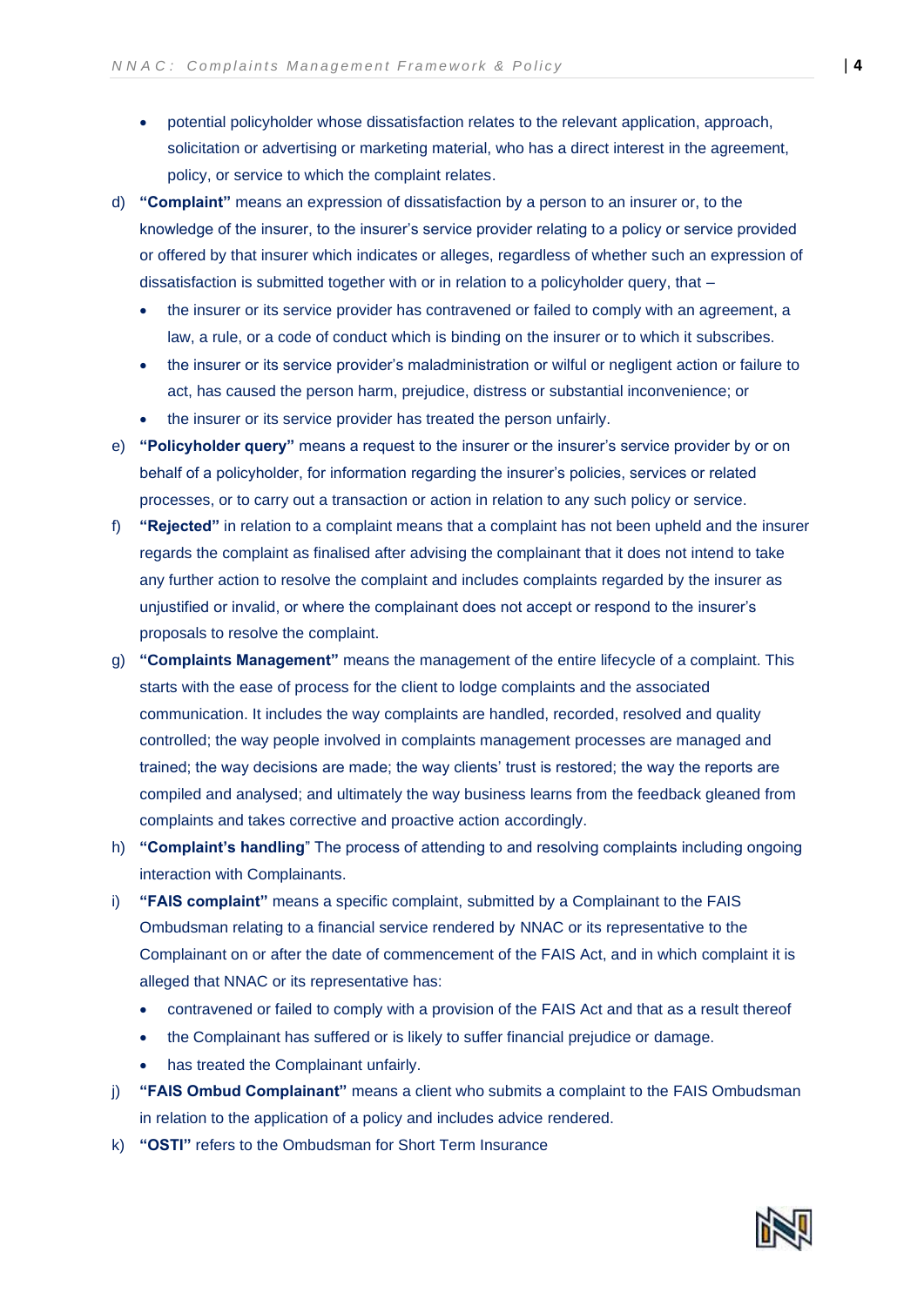- potential policyholder whose dissatisfaction relates to the relevant application, approach, solicitation or advertising or marketing material, who has a direct interest in the agreement, policy, or service to which the complaint relates.

d) **"Complaint"** means an expression of dissatisfaction by a person to an insurer or, to the knowledge of the insurer, to the insurer's service provider relating to a policy or service provided or offered by that insurer which indicates or alleges, regardless of whether such an expression of dissatisfaction is submitted together with or in relation to a policyholder query, that –

   - the insurer or its service provider has contravened or failed to comply with an agreement, a law, a rule, or a code of conduct which is binding on the insurer or to which it subscribes.
   - the insurer or its service provider's maladministration or wilful or negligent action or failure to act, has caused the person harm, prejudice, distress or substantial inconvenience; or
   - the insurer or its service provider has treated the person unfairly.

e) **"Policyholder query"** means a request to the insurer or the insurer's service provider by or on behalf of a policyholder, for information regarding the insurer's policies, services or related processes, or to carry out a transaction or action in relation to any such policy or service.

f) **"Rejected"** in relation to a complaint means that a complaint has not been upheld and the insurer regards the complaint as finalised after advising the complainant that it does not intend to take any further action to resolve the complaint and includes complaints regarded by the insurer as unjustified or invalid, or where the complainant does not accept or respond to the insurer's proposals to resolve the complaint.

g) **"Complaints Management"** means the management of the entire lifecycle of a complaint. This starts with the ease of process for the client to lodge complaints and the associated communication. It includes the way complaints are handled, recorded, resolved and quality controlled; the way people involved in complaints management processes are managed and trained; the way decisions are made; the way clients' trust is restored; the way the reports are compiled and analysed; and ultimately the way business learns from the feedback gleaned from complaints and takes corrective and proactive action accordingly.

h) **"Complaint's handling**" The process of attending to and resolving complaints including ongoing interaction with Complainants.

i) **"FAIS complaint"** means a specific complaint, submitted by a Complainant to the FAIS Ombudsman relating to a financial service rendered by NNAC or its representative to the Complainant on or after the date of commencement of the FAIS Act, and in which complaint it is alleged that NNAC or its representative has:

   - contravened or failed to comply with a provision of the FAIS Act and that as a result thereof
   - the Complainant has suffered or is likely to suffer financial prejudice or damage.
   - has treated the Complainant unfairly.

j) **"FAIS Ombud Complainant"** means a client who submits a complaint to the FAIS Ombudsman in relation to the application of a policy and includes advice rendered.

k) **"OSTI"** refers to the Ombudsman for Short Term Insurance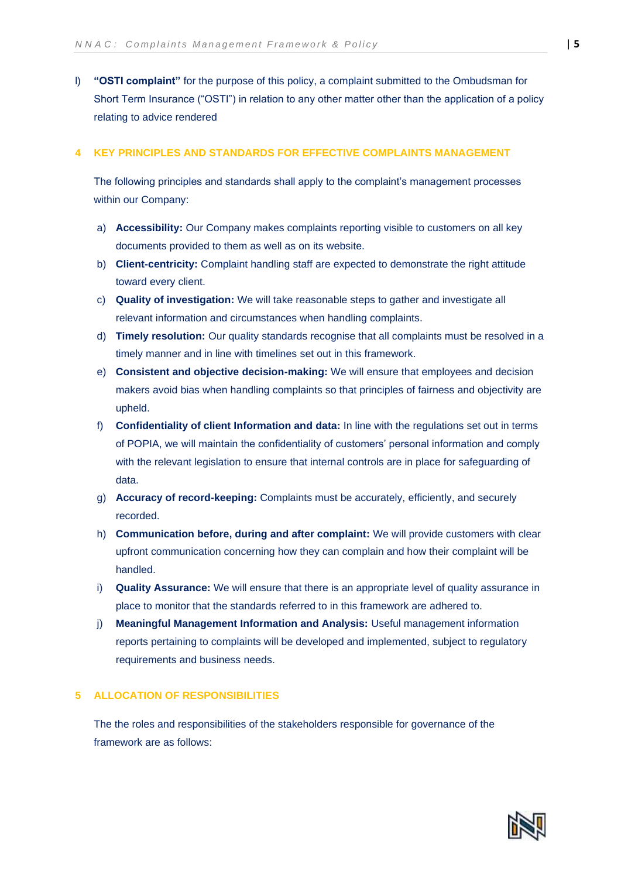l) **"OSTI complaint"** for the purpose of this policy, a complaint submitted to the Ombudsman for Short Term Insurance ("OSTI") in relation to any other matter other than the application of a policy relating to advice rendered

## 4 KEY PRINCIPLES AND STANDARDS FOR EFFECTIVE COMPLAINTS MANAGEMENT

The following principles and standards shall apply to the complaint's management processes within our Company:

a) **Accessibility:** Our Company makes complaints reporting visible to customers on all key documents provided to them as well as on its website.
b) **Client-centricity:** Complaint handling staff are expected to demonstrate the right attitude toward every client.
c) **Quality of investigation:** We will take reasonable steps to gather and investigate all relevant information and circumstances when handling complaints.
d) **Timely resolution:** Our quality standards recognise that all complaints must be resolved in a timely manner and in line with timelines set out in this framework.
e) **Consistent and objective decision-making:** We will ensure that employees and decision makers avoid bias when handling complaints so that principles of fairness and objectivity are upheld.
f) **Confidentiality of client Information and data:** In line with the regulations set out in terms of POPIA, we will maintain the confidentiality of customers' personal information and comply with the relevant legislation to ensure that internal controls are in place for safeguarding of data.
g) **Accuracy of record-keeping:** Complaints must be accurately, efficiently, and securely recorded.
h) **Communication before, during and after complaint:** We will provide customers with clear upfront communication concerning how they can complain and how their complaint will be handled.
i) **Quality Assurance:** We will ensure that there is an appropriate level of quality assurance in place to monitor that the standards referred to in this framework are adhered to.
j) **Meaningful Management Information and Analysis:** Useful management information reports pertaining to complaints will be developed and implemented, subject to regulatory requirements and business needs.

## 5 ALLOCATION OF RESPONSIBILITIES

The the roles and responsibilities of the stakeholders responsible for governance of the framework are as follows: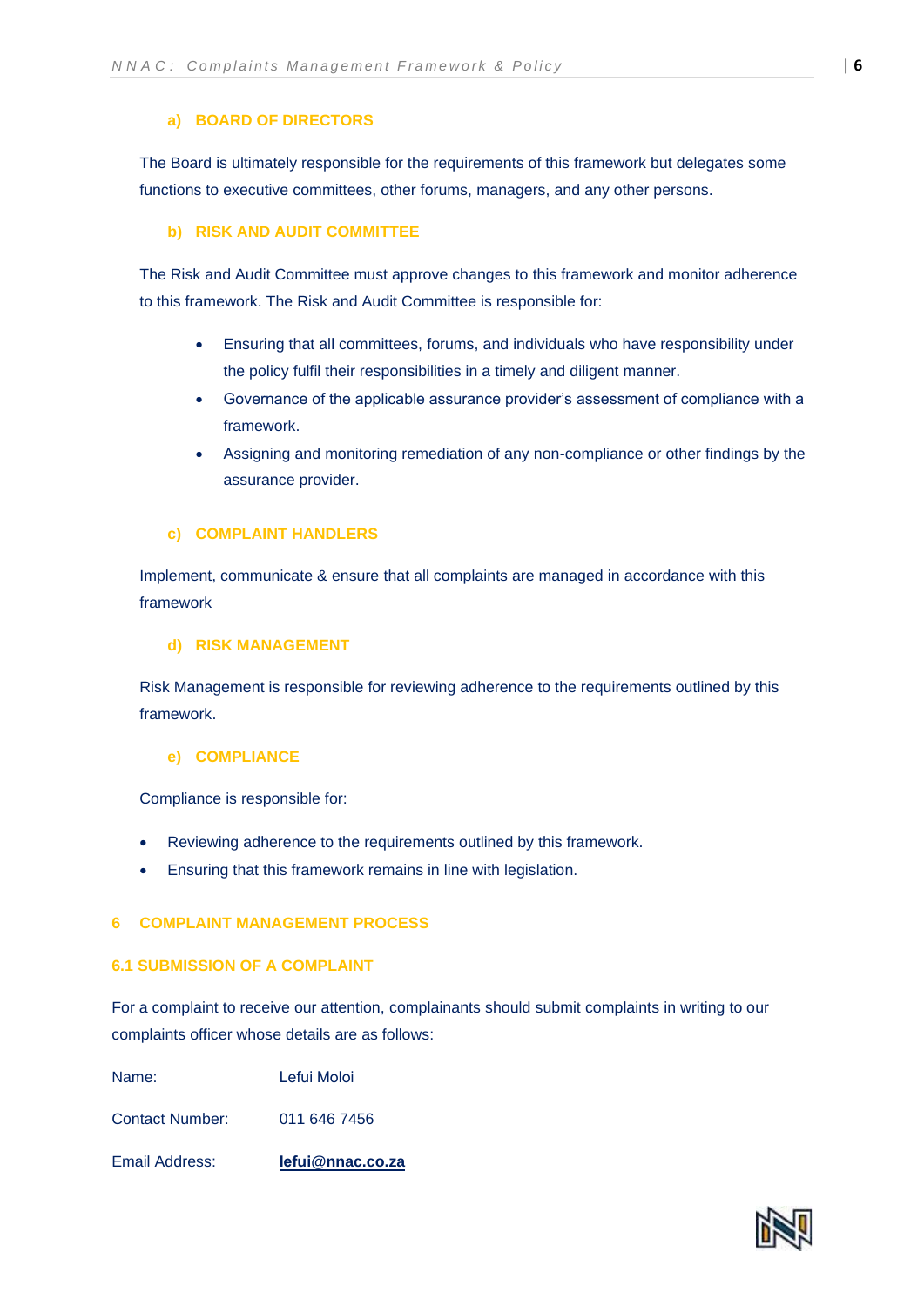#### a) BOARD OF DIRECTORS

The Board is ultimately responsible for the requirements of this framework but delegates some functions to executive committees, other forums, managers, and any other persons.

#### b) RISK AND AUDIT COMMITTEE

The Risk and Audit Committee must approve changes to this framework and monitor adherence to this framework. The Risk and Audit Committee is responsible for:

- Ensuring that all committees, forums, and individuals who have responsibility under the policy fulfil their responsibilities in a timely and diligent manner.
- Governance of the applicable assurance provider's assessment of compliance with a framework.
- Assigning and monitoring remediation of any non-compliance or other findings by the assurance provider.

#### c) COMPLAINT HANDLERS

Implement, communicate & ensure that all complaints are managed in accordance with this framework

#### d) RISK MANAGEMENT

Risk Management is responsible for reviewing adherence to the requirements outlined by this framework.

#### e) COMPLIANCE

Compliance is responsible for:

- Reviewing adherence to the requirements outlined by this framework.
- Ensuring that this framework remains in line with legislation.

## 6 COMPLAINT MANAGEMENT PROCESS

### 6.1 SUBMISSION OF A COMPLAINT

For a complaint to receive our attention, complainants should submit complaints in writing to our complaints officer whose details are as follows:

| | |
|---|---|
| Name: | Lefui Moloi |
| Contact Number: | 011 646 7456 |
| Email Address: | **lefui@nnac.co.za** |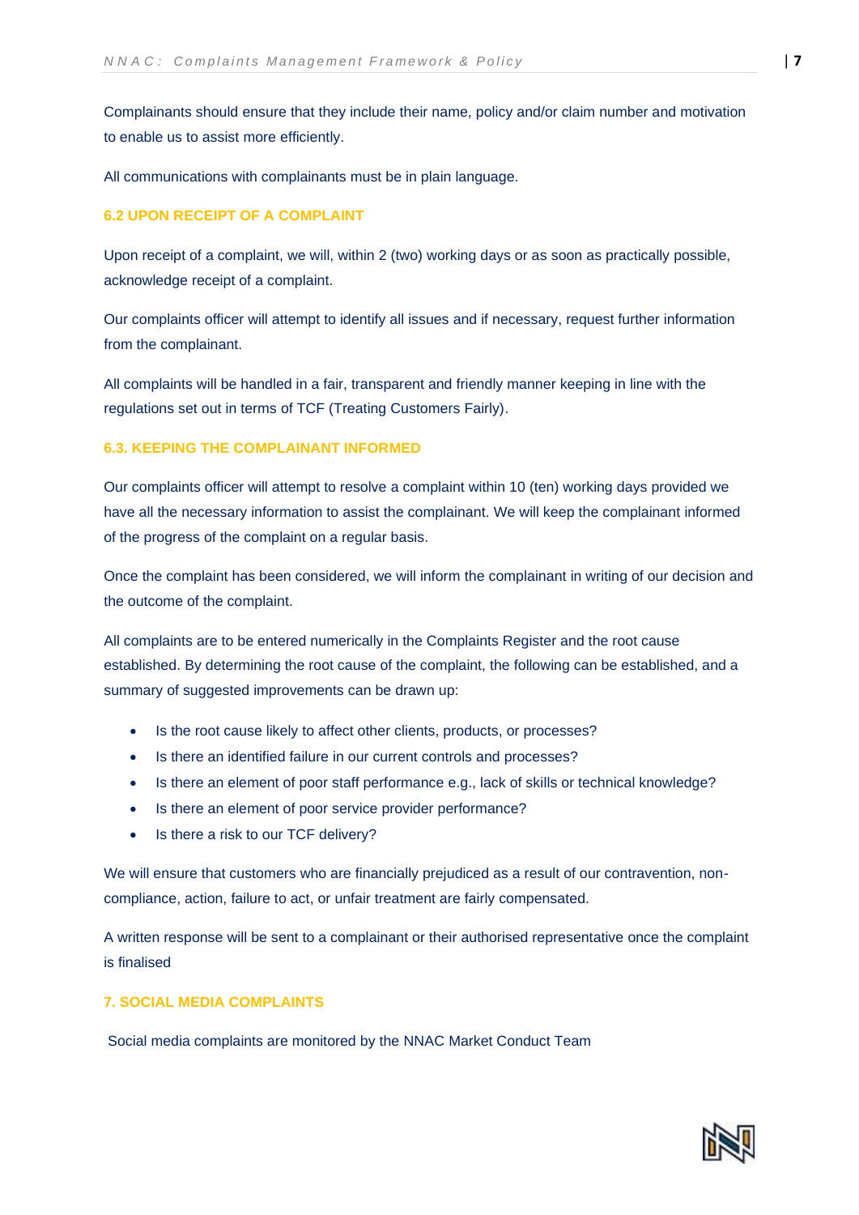Complainants should ensure that they include their name, policy and/or claim number and motivation to enable us to assist more efficiently.

All communications with complainants must be in plain language.

### 6.2 UPON RECEIPT OF A COMPLAINT

Upon receipt of a complaint, we will, within 2 (two) working days or as soon as practically possible, acknowledge receipt of a complaint.

Our complaints officer will attempt to identify all issues and if necessary, request further information from the complainant.

All complaints will be handled in a fair, transparent and friendly manner keeping in line with the regulations set out in terms of TCF (Treating Customers Fairly).

### 6.3. KEEPING THE COMPLAINANT INFORMED

Our complaints officer will attempt to resolve a complaint within 10 (ten) working days provided we have all the necessary information to assist the complainant. We will keep the complainant informed of the progress of the complaint on a regular basis.

Once the complaint has been considered, we will inform the complainant in writing of our decision and the outcome of the complaint.

All complaints are to be entered numerically in the Complaints Register and the root cause established. By determining the root cause of the complaint, the following can be established, and a summary of suggested improvements can be drawn up:

- Is the root cause likely to affect other clients, products, or processes?
- Is there an identified failure in our current controls and processes?
- Is there an element of poor staff performance e.g., lack of skills or technical knowledge?
- Is there an element of poor service provider performance?
- Is there a risk to our TCF delivery?

We will ensure that customers who are financially prejudiced as a result of our contravention, non-compliance, action, failure to act, or unfair treatment are fairly compensated.

A written response will be sent to a complainant or their authorised representative once the complaint is finalised

## 7. SOCIAL MEDIA COMPLAINTS

Social media complaints are monitored by the NNAC Market Conduct Team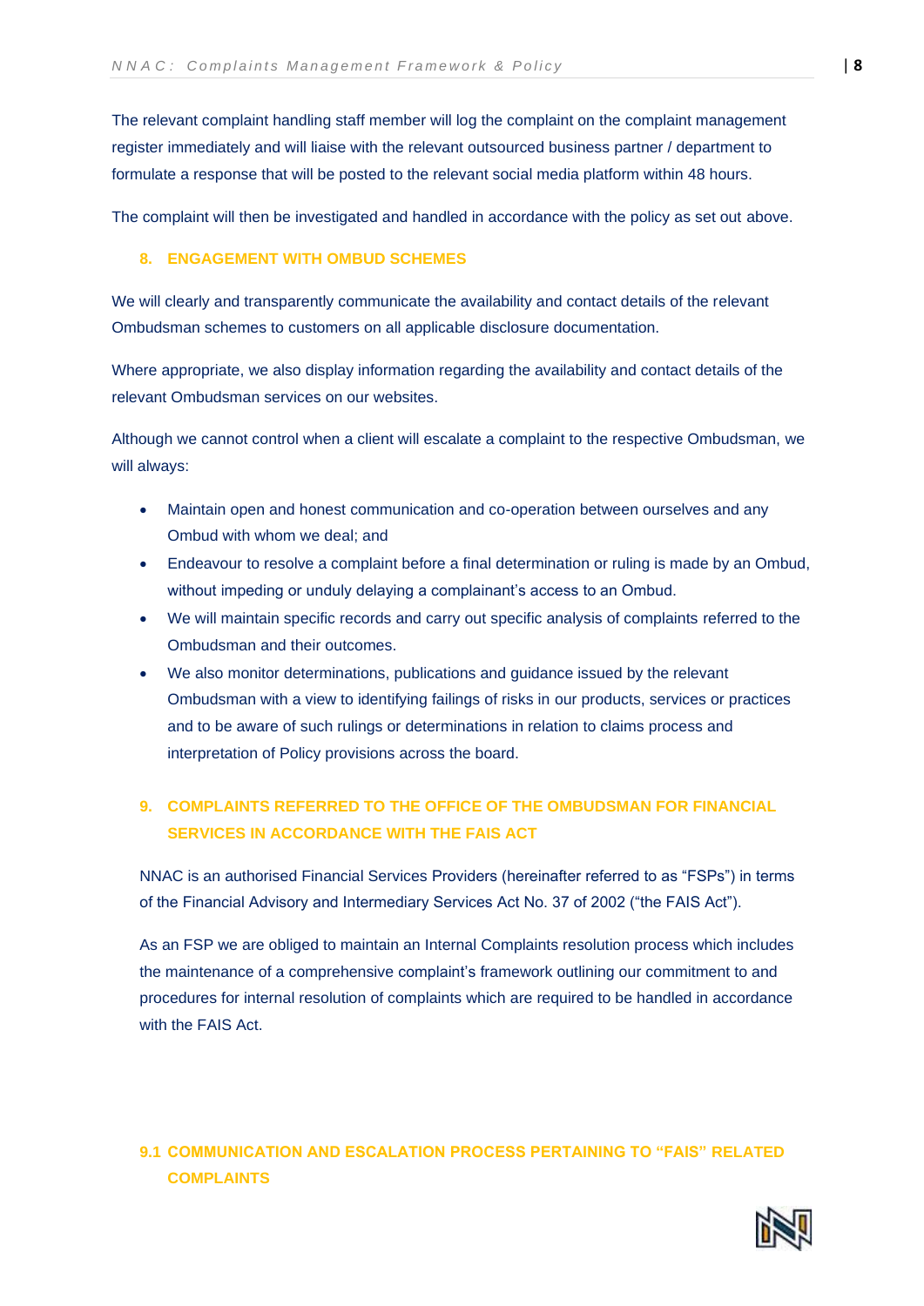The relevant complaint handling staff member will log the complaint on the complaint management register immediately and will liaise with the relevant outsourced business partner / department to formulate a response that will be posted to the relevant social media platform within 48 hours.

The complaint will then be investigated and handled in accordance with the policy as set out above.

## 8. ENGAGEMENT WITH OMBUD SCHEMES

We will clearly and transparently communicate the availability and contact details of the relevant Ombudsman schemes to customers on all applicable disclosure documentation.

Where appropriate, we also display information regarding the availability and contact details of the relevant Ombudsman services on our websites.

Although we cannot control when a client will escalate a complaint to the respective Ombudsman, we will always:

- Maintain open and honest communication and co-operation between ourselves and any Ombud with whom we deal; and
- Endeavour to resolve a complaint before a final determination or ruling is made by an Ombud, without impeding or unduly delaying a complainant's access to an Ombud.
- We will maintain specific records and carry out specific analysis of complaints referred to the Ombudsman and their outcomes.
- We also monitor determinations, publications and guidance issued by the relevant Ombudsman with a view to identifying failings of risks in our products, services or practices and to be aware of such rulings or determinations in relation to claims process and interpretation of Policy provisions across the board.

## 9. COMPLAINTS REFERRED TO THE OFFICE OF THE OMBUDSMAN FOR FINANCIAL SERVICES IN ACCORDANCE WITH THE FAIS ACT

NNAC is an authorised Financial Services Providers (hereinafter referred to as "FSPs") in terms of the Financial Advisory and Intermediary Services Act No. 37 of 2002 ("the FAIS Act").

As an FSP we are obliged to maintain an Internal Complaints resolution process which includes the maintenance of a comprehensive complaint's framework outlining our commitment to and procedures for internal resolution of complaints which are required to be handled in accordance with the FAIS Act.

### 9.1 COMMUNICATION AND ESCALATION PROCESS PERTAINING TO "FAIS" RELATED COMPLAINTS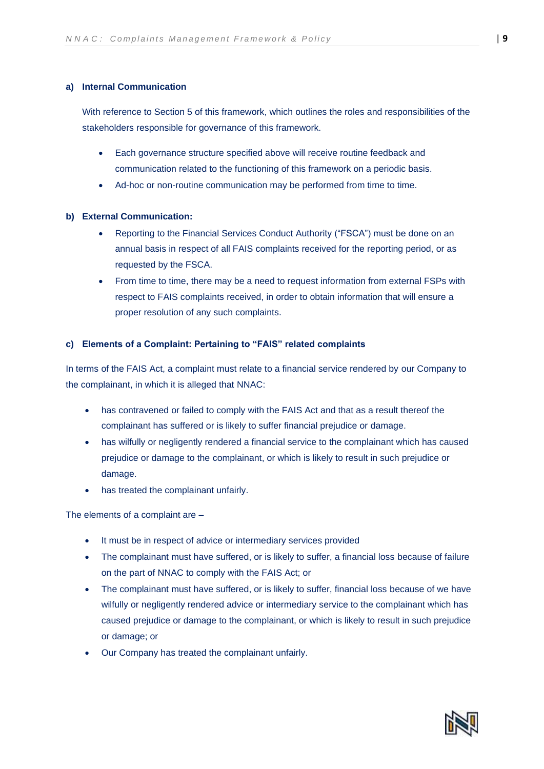**a) Internal Communication**

With reference to Section 5 of this framework, which outlines the roles and responsibilities of the stakeholders responsible for governance of this framework.

- Each governance structure specified above will receive routine feedback and communication related to the functioning of this framework on a periodic basis.
- Ad-hoc or non-routine communication may be performed from time to time.

**b) External Communication:**

- Reporting to the Financial Services Conduct Authority ("FSCA") must be done on an annual basis in respect of all FAIS complaints received for the reporting period, or as requested by the FSCA.
- From time to time, there may be a need to request information from external FSPs with respect to FAIS complaints received, in order to obtain information that will ensure a proper resolution of any such complaints.

**c) Elements of a Complaint: Pertaining to "FAIS" related complaints**

In terms of the FAIS Act, a complaint must relate to a financial service rendered by our Company to the complainant, in which it is alleged that NNAC:

- has contravened or failed to comply with the FAIS Act and that as a result thereof the complainant has suffered or is likely to suffer financial prejudice or damage.
- has wilfully or negligently rendered a financial service to the complainant which has caused prejudice or damage to the complainant, or which is likely to result in such prejudice or damage.
- has treated the complainant unfairly.

The elements of a complaint are –

- It must be in respect of advice or intermediary services provided
- The complainant must have suffered, or is likely to suffer, a financial loss because of failure on the part of NNAC to comply with the FAIS Act; or
- The complainant must have suffered, or is likely to suffer, financial loss because of we have wilfully or negligently rendered advice or intermediary service to the complainant which has caused prejudice or damage to the complainant, or which is likely to result in such prejudice or damage; or
- Our Company has treated the complainant unfairly.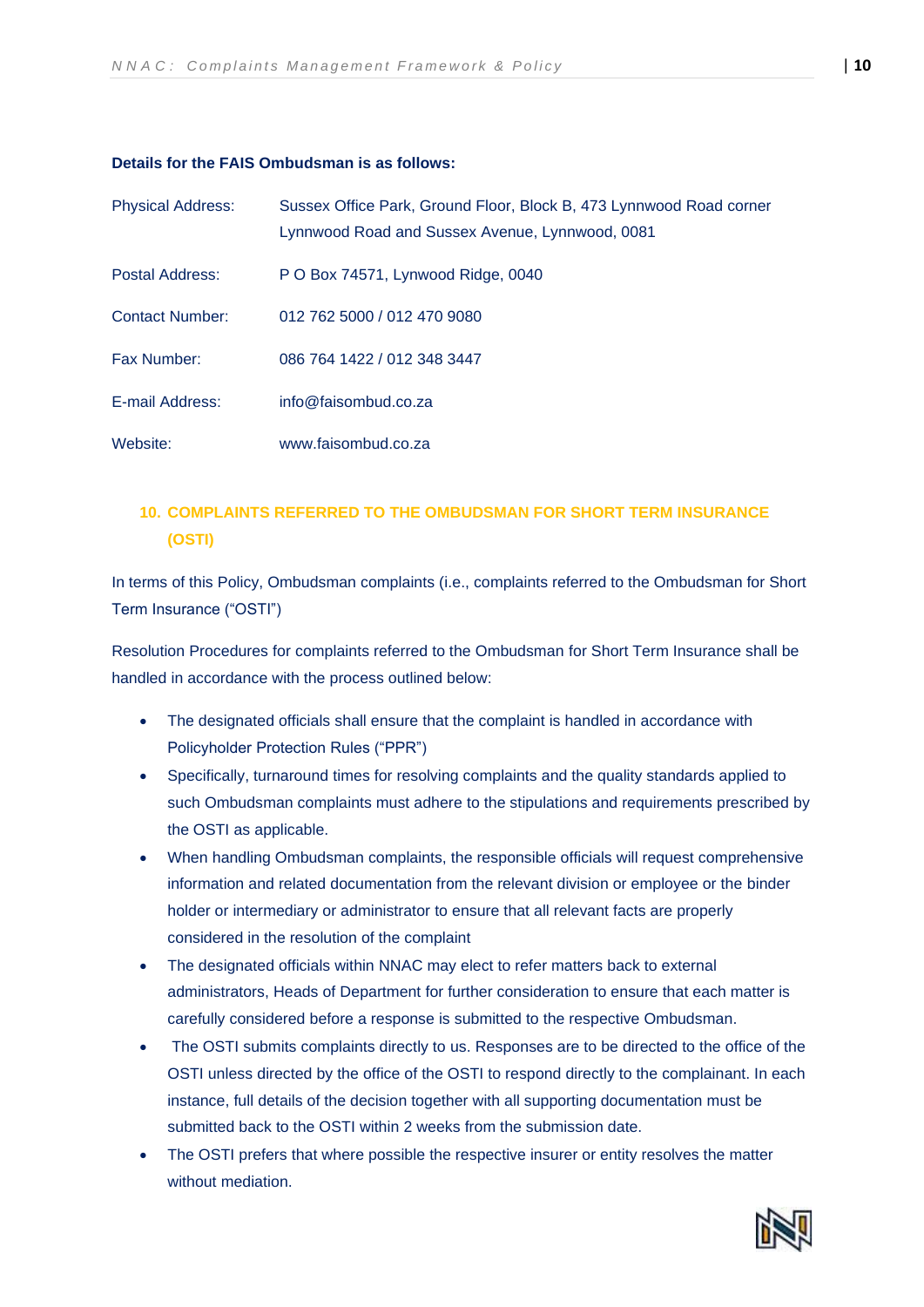**Details for the FAIS Ombudsman is as follows:**

| | |
|---|---|
| Physical Address: | Sussex Office Park, Ground Floor, Block B, 473 Lynnwood Road corner Lynnwood Road and Sussex Avenue, Lynnwood, 0081 |
| Postal Address: | P O Box 74571, Lynwood Ridge, 0040 |
| Contact Number: | 012 762 5000 / 012 470 9080 |
| Fax Number: | 086 764 1422 / 012 348 3447 |
| E-mail Address: | info@faisombud.co.za |
| Website: | www.faisombud.co.za |

## 10. COMPLAINTS REFERRED TO THE OMBUDSMAN FOR SHORT TERM INSURANCE (OSTI)

In terms of this Policy, Ombudsman complaints (i.e., complaints referred to the Ombudsman for Short Term Insurance ("OSTI")

Resolution Procedures for complaints referred to the Ombudsman for Short Term Insurance shall be handled in accordance with the process outlined below:

- The designated officials shall ensure that the complaint is handled in accordance with Policyholder Protection Rules ("PPR")
- Specifically, turnaround times for resolving complaints and the quality standards applied to such Ombudsman complaints must adhere to the stipulations and requirements prescribed by the OSTI as applicable.
- When handling Ombudsman complaints, the responsible officials will request comprehensive information and related documentation from the relevant division or employee or the binder holder or intermediary or administrator to ensure that all relevant facts are properly considered in the resolution of the complaint
- The designated officials within NNAC may elect to refer matters back to external administrators, Heads of Department for further consideration to ensure that each matter is carefully considered before a response is submitted to the respective Ombudsman.
- The OSTI submits complaints directly to us. Responses are to be directed to the office of the OSTI unless directed by the office of the OSTI to respond directly to the complainant. In each instance, full details of the decision together with all supporting documentation must be submitted back to the OSTI within 2 weeks from the submission date.
- The OSTI prefers that where possible the respective insurer or entity resolves the matter without mediation.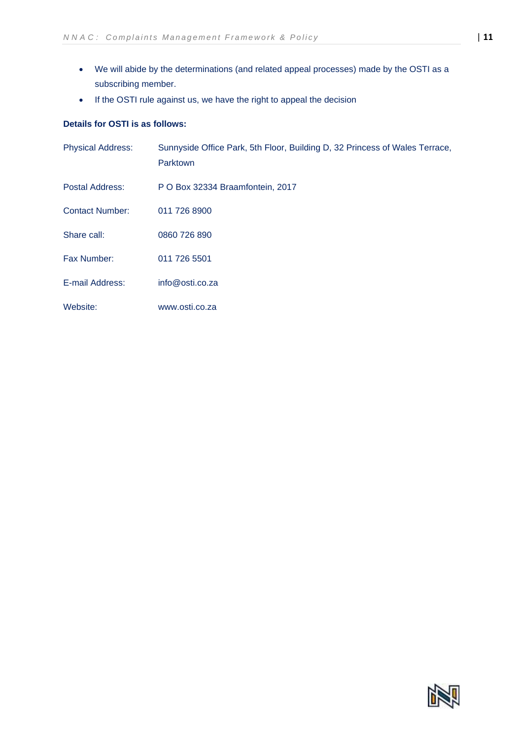- We will abide by the determinations (and related appeal processes) made by the OSTI as a subscribing member.
- If the OSTI rule against us, we have the right to appeal the decision

**Details for OSTI is as follows:**

| | |
|---|---|
| Physical Address: | Sunnyside Office Park, 5th Floor, Building D, 32 Princess of Wales Terrace, Parktown |
| Postal Address: | P O Box 32334 Braamfontein, 2017 |
| Contact Number: | 011 726 8900 |
| Share call: | 0860 726 890 |
| Fax Number: | 011 726 5501 |
| E-mail Address: | info@osti.co.za |
| Website: | www.osti.co.za |